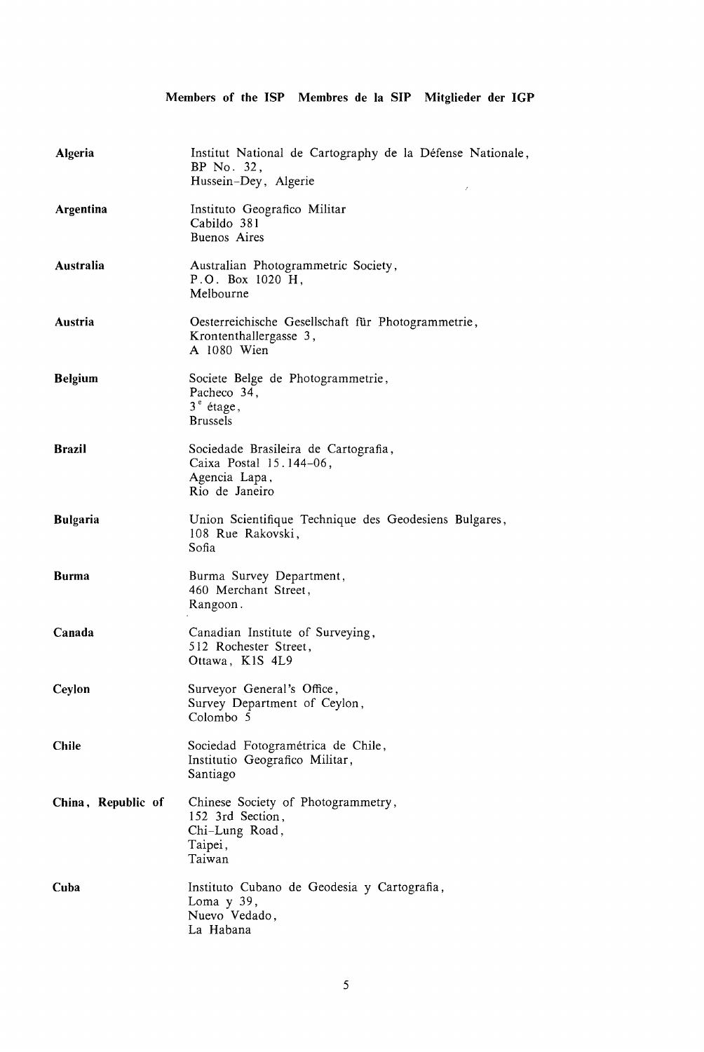## Members of the ISP Membres de la SIP Mitglieder der IGP

| | |
|---|---|
| **Algeria** | Institut National de Cartography de la Défense Nationale,<br>BP No. 32,<br>Hussein-Dey, Algerie |
| **Argentina** | Instituto Geografico Militar<br>Cabildo 381<br>Buenos Aires |
| **Australia** | Australian Photogrammetric Society,<br>P.O. Box 1020 H,<br>Melbourne |
| **Austria** | Oesterreichische Gesellschaft für Photogrammetrie,<br>Krontenthallergasse 3,<br>A 1080 Wien |
| **Belgium** | Societe Belge de Photogrammetrie,<br>Pacheco 34,<br>3ᵉ étage,<br>Brussels |
| **Brazil** | Sociedade Brasileira de Cartografia,<br>Caixa Postal 15.144-06,<br>Agencia Lapa,<br>Rio de Janeiro |
| **Bulgaria** | Union Scientifique Technique des Geodesiens Bulgares,<br>108 Rue Rakovski,<br>Sofia |
| **Burma** | Burma Survey Department,<br>460 Merchant Street,<br>Rangoon. |
| **Canada** | Canadian Institute of Surveying,<br>512 Rochester Street,<br>Ottawa, K1S 4L9 |
| **Ceylon** | Surveyor General's Office,<br>Survey Department of Ceylon,<br>Colombo 5 |
| **Chile** | Sociedad Fotogramétrica de Chile,<br>Institutio Geografico Militar,<br>Santiago |
| **China, Republic of** | Chinese Society of Photogrammetry,<br>152 3rd Section,<br>Chi-Lung Road,<br>Taipei,<br>Taiwan |
| **Cuba** | Instituto Cubano de Geodesia y Cartografia,<br>Loma y 39,<br>Nuevo Vedado,<br>La Habana |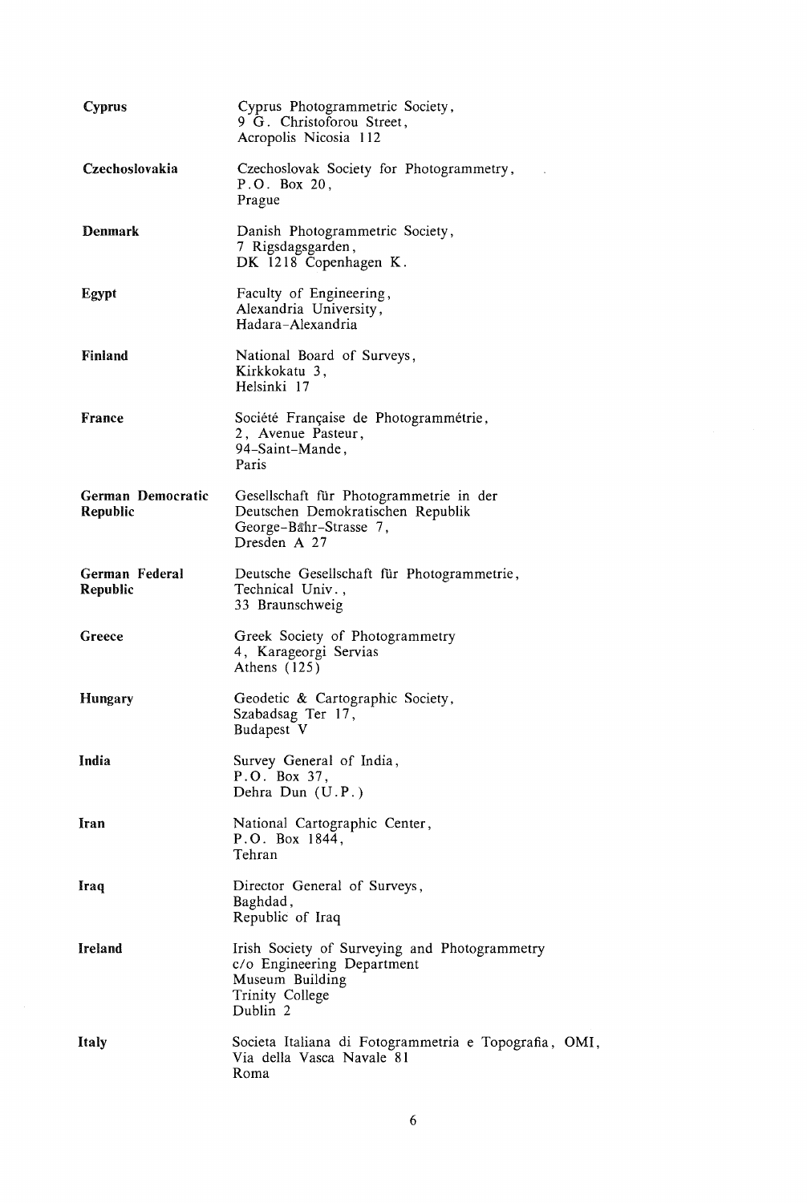| | |
|---|---|
| **Cyprus** | Cyprus Photogrammetric Society,<br>9 G. Christoforou Street,<br>Acropolis Nicosia 112 |
| **Czechoslovakia** | Czechoslovak Society for Photogrammetry,<br>P.O. Box 20,<br>Prague |
| **Denmark** | Danish Photogrammetric Society,<br>7 Rigsdagsgarden,<br>DK 1218 Copenhagen K. |
| **Egypt** | Faculty of Engineering,<br>Alexandria University,<br>Hadara-Alexandria |
| **Finland** | National Board of Surveys,<br>Kirkkokatu 3,<br>Helsinki 17 |
| **France** | Société Française de Photogrammétrie,<br>2, Avenue Pasteur,<br>94-Saint-Mande,<br>Paris |
| **German Democratic Republic** | Gesellschaft für Photogrammetrie in der<br>Deutschen Demokratischen Republik<br>George-Bähr-Strasse 7,<br>Dresden A 27 |
| **German Federal Republic** | Deutsche Gesellschaft für Photogrammetrie,<br>Technical Univ.,<br>33 Braunschweig |
| **Greece** | Greek Society of Photogrammetry<br>4, Karageorgi Servias<br>Athens (125) |
| **Hungary** | Geodetic & Cartographic Society,<br>Szabadsag Ter 17,<br>Budapest V |
| **India** | Survey General of India,<br>P.O. Box 37,<br>Dehra Dun (U.P.) |
| **Iran** | National Cartographic Center,<br>P.O. Box 1844,<br>Tehran |
| **Iraq** | Director General of Surveys,<br>Baghdad,<br>Republic of Iraq |
| **Ireland** | Irish Society of Surveying and Photogrammetry<br>c/o Engineering Department<br>Museum Building<br>Trinity College<br>Dublin 2 |
| **Italy** | Societa Italiana di Fotogrammetria e Topografia, OMI,<br>Via della Vasca Navale 81<br>Roma |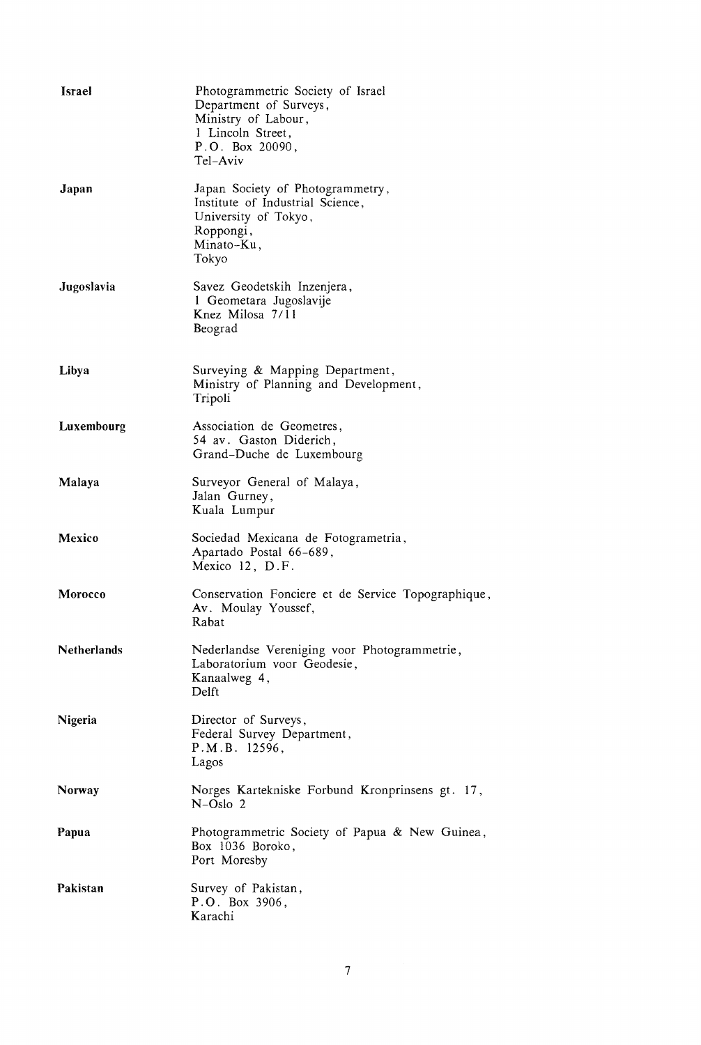| | |
|---|---|
| **Israel** | Photogrammetric Society of Israel<br>Department of Surveys,<br>Ministry of Labour,<br>1 Lincoln Street,<br>P.O. Box 20090,<br>Tel-Aviv |
| **Japan** | Japan Society of Photogrammetry,<br>Institute of Industrial Science,<br>University of Tokyo,<br>Roppongi,<br>Minato-Ku,<br>Tokyo |
| **Jugoslavia** | Savez Geodetskih Inzenjera,<br>1 Geometara Jugoslavije<br>Knez Milosa 7/11<br>Beograd |
| **Libya** | Surveying & Mapping Department,<br>Ministry of Planning and Development,<br>Tripoli |
| **Luxembourg** | Association de Geometres,<br>54 av. Gaston Diderich,<br>Grand-Duche de Luxembourg |
| **Malaya** | Surveyor General of Malaya,<br>Jalan Gurney,<br>Kuala Lumpur |
| **Mexico** | Sociedad Mexicana de Fotogrametria,<br>Apartado Postal 66-689,<br>Mexico 12, D.F. |
| **Morocco** | Conservation Fonciere et de Service Topographique,<br>Av. Moulay Youssef,<br>Rabat |
| **Netherlands** | Nederlandse Vereniging voor Photogrammetrie,<br>Laboratorium voor Geodesie,<br>Kanaalweg 4,<br>Delft |
| **Nigeria** | Director of Surveys,<br>Federal Survey Department,<br>P.M.B. 12596,<br>Lagos |
| **Norway** | Norges Kartekniske Forbund Kronprinsens gt. 17,<br>N-Oslo 2 |
| **Papua** | Photogrammetric Society of Papua & New Guinea,<br>Box 1036 Boroko,<br>Port Moresby |
| **Pakistan** | Survey of Pakistan,<br>P.O. Box 3906,<br>Karachi |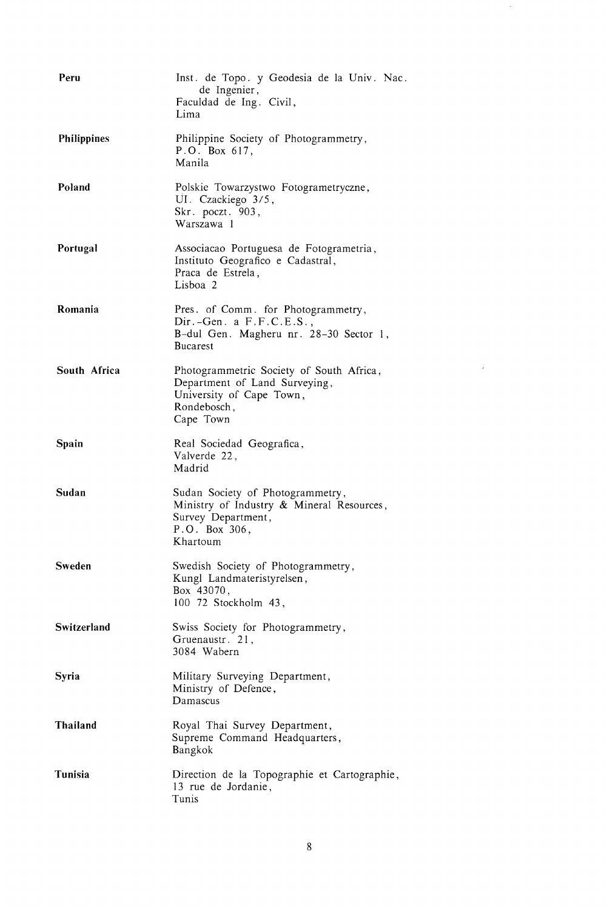**Peru**

Inst. de Topo. y Geodesia de la Univ. Nac. de Ingenier,
Faculdad de Ing. Civil,
Lima

**Philippines**

Philippine Society of Photogrammetry,
P.O. Box 617,
Manila

**Poland**

Polskie Towarzystwo Fotogrametryczne,
Ul. Czackiego 3/5,
Skr. poczt. 903,
Warszawa 1

**Portugal**

Associacao Portuguesa de Fotogrametria,
Instituto Geografico e Cadastral,
Praca de Estrela,
Lisboa 2

**Romania**

Pres. of Comm. for Photogrammetry,
Dir.-Gen. a F.F.C.E.S.,
B-dul Gen. Magheru nr. 28-30 Sector 1,
Bucarest

**South Africa**

Photogrammetric Society of South Africa,
Department of Land Surveying,
University of Cape Town,
Rondebosch,
Cape Town

**Spain**

Real Sociedad Geografica,
Valverde 22,
Madrid

**Sudan**

Sudan Society of Photogrammetry,
Ministry of Industry & Mineral Resources,
Survey Department,
P.O. Box 306,
Khartoum

**Sweden**

Swedish Society of Photogrammetry,
Kungl Landmateristyrelsen,
Box 43070,
100 72 Stockholm 43,

**Switzerland**

Swiss Society for Photogrammetry,
Gruenaustr. 21,
3084 Wabern

**Syria**

Military Surveying Department,
Ministry of Defence,
Damascus

**Thailand**

Royal Thai Survey Department,
Supreme Command Headquarters,
Bangkok

**Tunisia**

Direction de la Topographie et Cartographie,
13 rue de Jordanie,
Tunis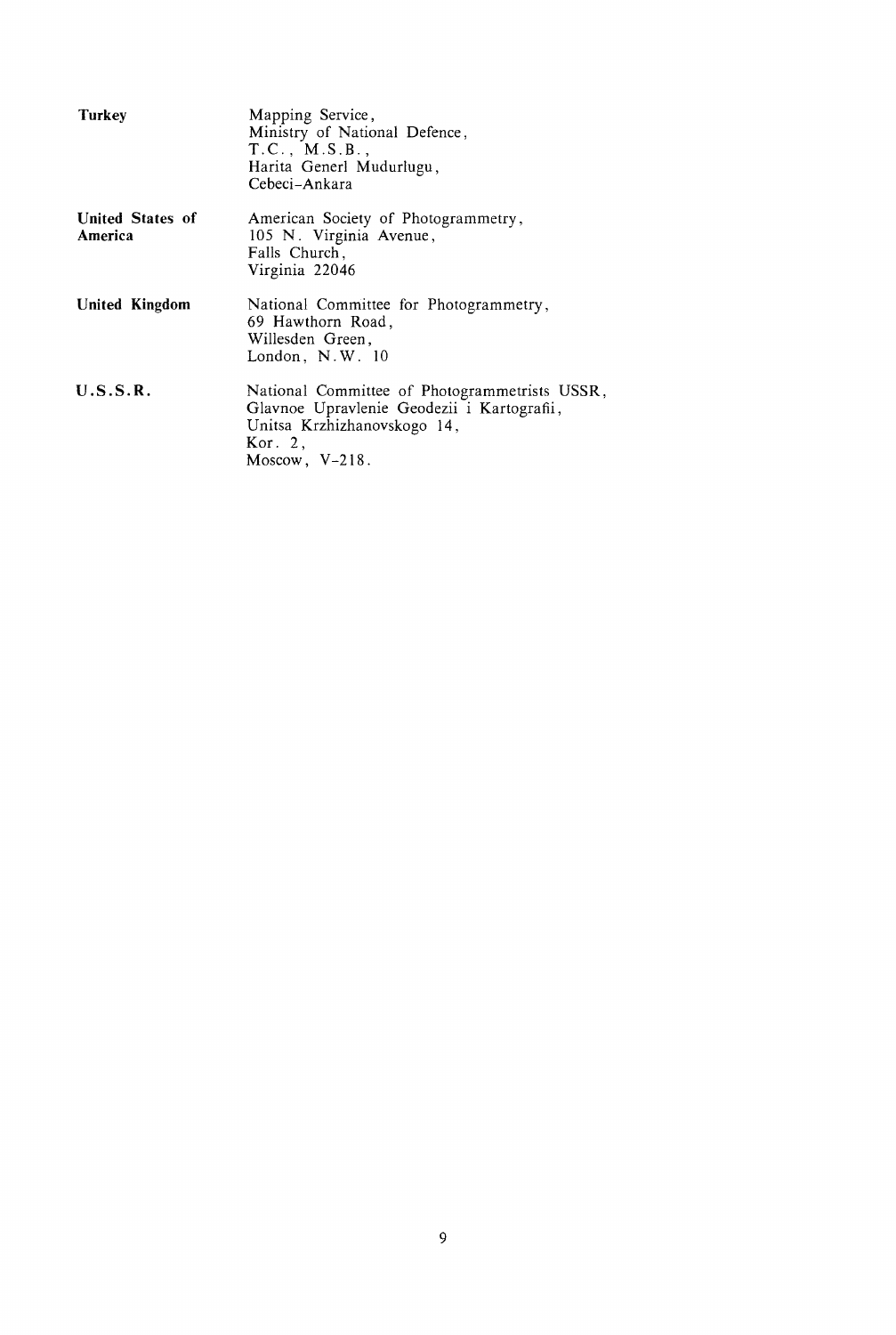| | |
|---|---|
| **Turkey** | Mapping Service,<br>Ministry of National Defence,<br>T.C., M.S.B.,<br>Harita Generl Mudurlugu,<br>Cebeci-Ankara |
| **United States of America** | American Society of Photogrammetry,<br>105 N. Virginia Avenue,<br>Falls Church,<br>Virginia 22046 |
| **United Kingdom** | National Committee for Photogrammetry,<br>69 Hawthorn Road,<br>Willesden Green,<br>London, N.W. 10 |
| **U.S.S.R.** | National Committee of Photogrammetrists USSR,<br>Glavnoe Upravlenie Geodezii i Kartografii,<br>Unitsa Krzhizhanovskogo 14,<br>Kor. 2,<br>Moscow, V-218. |